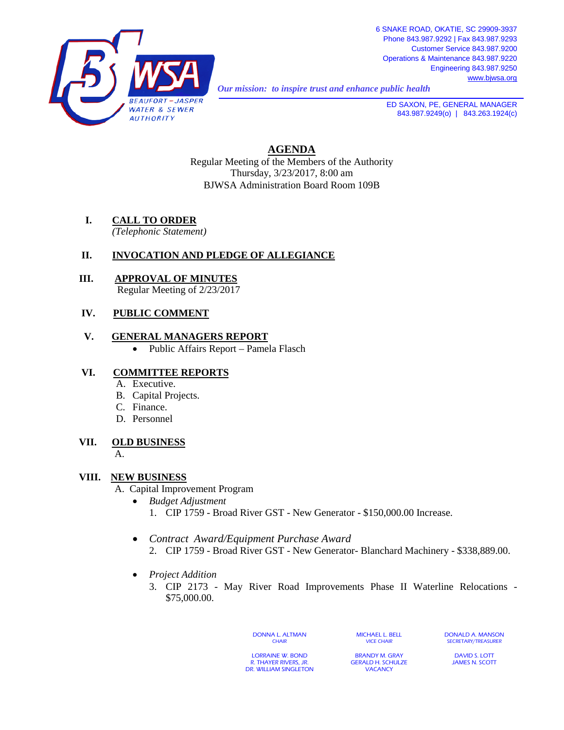BEAUFORT – JASPER WATER & SEWER AUTHORITY

6 SNAKE ROAD, OKATIE, SC 29909-3937
Phone 843.987.9292 | Fax 843.987.9293
Customer Service 843.987.9200
Operations & Maintenance 843.987.9220
Engineering 843.987.9250
www.bjwsa.org

*Our mission: to inspire trust and enhance public health*

ED SAXON, PE, GENERAL MANAGER
843.987.9249(o) | 843.263.1924(c)

# AGENDA

Regular Meeting of the Members of the Authority
Thursday, 3/23/2017, 8:00 am
BJWSA Administration Board Room 109B

## I. CALL TO ORDER

*(Telephonic Statement)*

## II. INVOCATION AND PLEDGE OF ALLEGIANCE

## III. APPROVAL OF MINUTES

Regular Meeting of 2/23/2017

## IV. PUBLIC COMMENT

## V. GENERAL MANAGERS REPORT

- Public Affairs Report – Pamela Flasch

## VI. COMMITTEE REPORTS

A. Executive.
B. Capital Projects.
C. Finance.
D. Personnel

## VII. OLD BUSINESS

A.

## VIII. NEW BUSINESS

A. Capital Improvement Program

- *Budget Adjustment*
  1. CIP 1759 - Broad River GST - New Generator - $150,000.00 Increase.

- *Contract Award/Equipment Purchase Award*
  2. CIP 1759 - Broad River GST - New Generator- Blanchard Machinery - $338,889.00.

- *Project Addition*
  3. CIP 2173 - May River Road Improvements Phase II Waterline Relocations - $75,000.00.

| | | |
|---|---|---|
| DONNA L. ALTMAN<br>CHAIR | MICHAEL L. BELL<br>VICE CHAIR | DONALD A. MANSON<br>SECRETARY/TREASURER |
| LORRAINE W. BOND<br>R. THAYER RIVERS, JR.<br>DR. WILLIAM SINGLETON | BRANDY M. GRAY<br>GERALD H. SCHULZE<br>VACANCY | DAVID S. LOTT<br>JAMES N. SCOTT |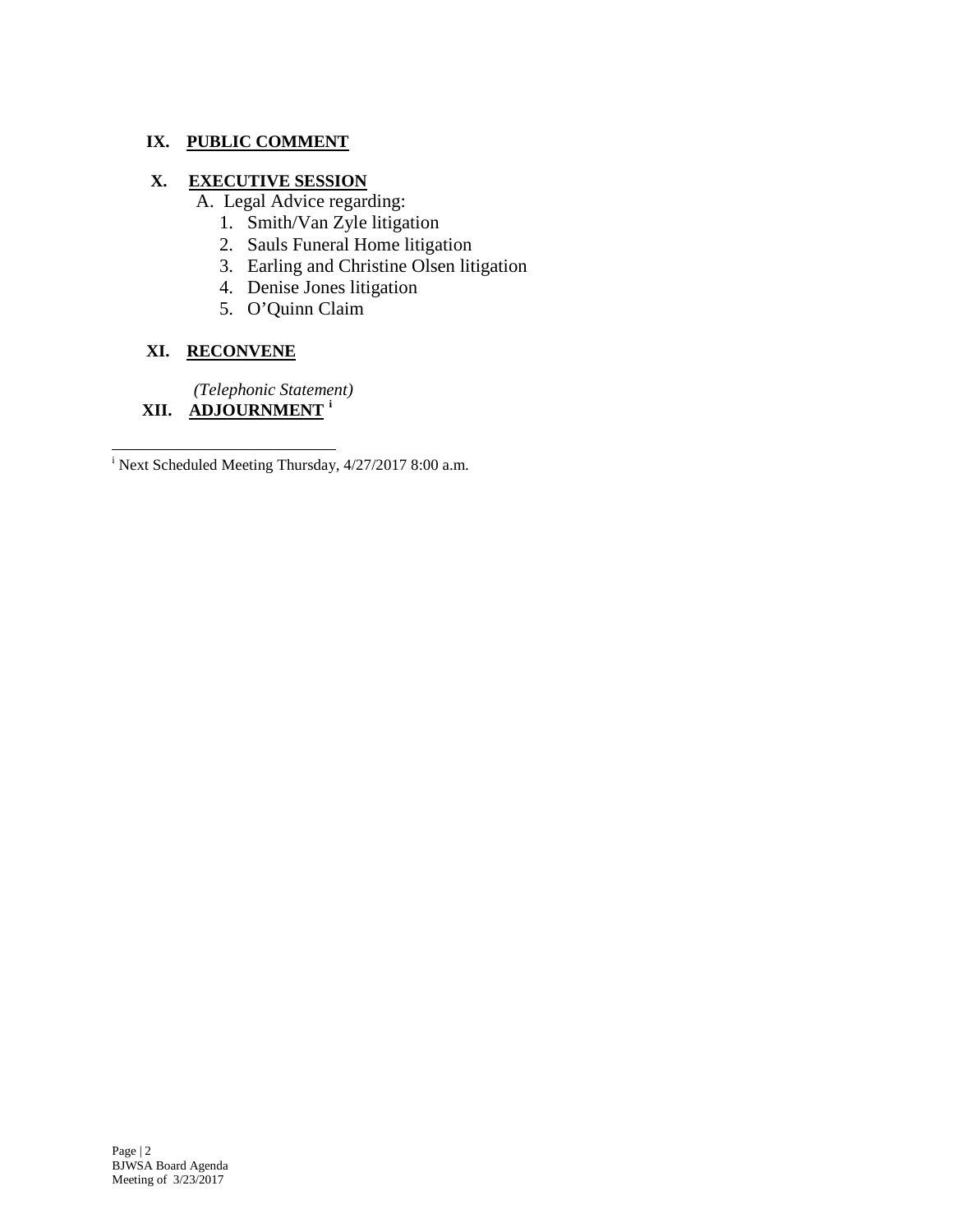**IX. PUBLIC COMMENT**

**X. EXECUTIVE SESSION**

A. Legal Advice regarding:

1. Smith/Van Zyle litigation
2. Sauls Funeral Home litigation
3. Earling and Christine Olsen litigation
4. Denise Jones litigation
5. O'Quinn Claim

**XI. RECONVENE**

*(Telephonic Statement)*

**XII. ADJOURNMENT** [i]

[i] Next Scheduled Meeting Thursday, 4/27/2017 8:00 a.m.